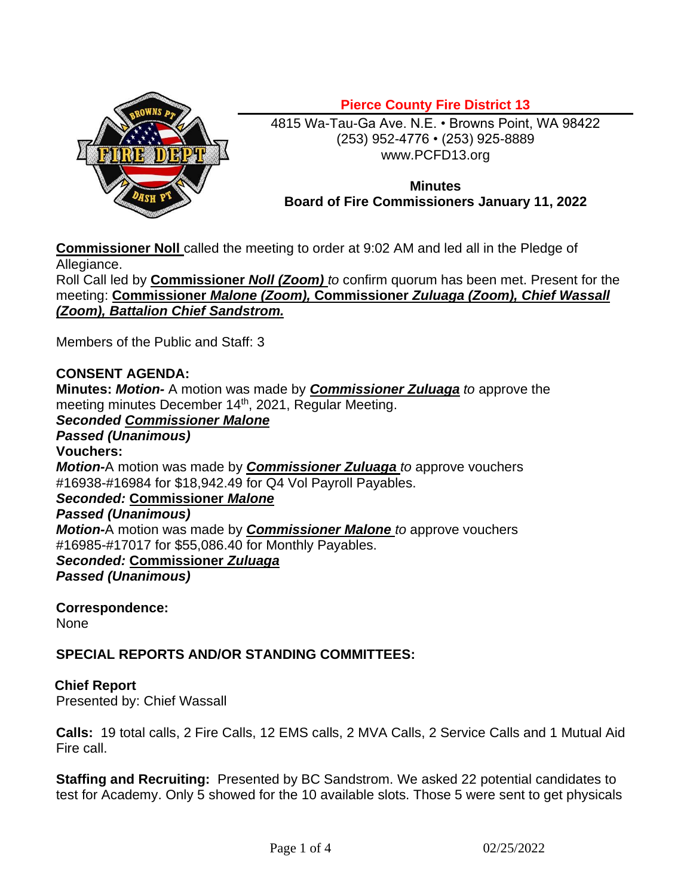**Pierce County Fire District 13**

4815 Wa-Tau-Ga Ave. N.E. • Browns Point, WA 98422
(253) 952-4776 • (253) 925-8889
www.PCFD13.org

**Minutes**
**Board of Fire Commissioners January 11, 2022**

**Commissioner Noll** called the meeting to order at 9:02 AM and led all in the Pledge of Allegiance.
Roll Call led by **Commissioner *Noll (Zoom)*** *to* confirm quorum has been met. Present for the meeting: **Commissioner *Malone (Zoom),* Commissioner *Zuluaga (Zoom), Chief Wassall (Zoom), Battalion Chief Sandstrom.***

Members of the Public and Staff: 3

**CONSENT AGENDA:**
**Minutes: *Motion-*** A motion was made by ***Commissioner Zuluaga*** *to* approve the meeting minutes December 14th, 2021, Regular Meeting.
***Seconded Commissioner Malone***
***Passed (Unanimous)***
**Vouchers:**
***Motion-***A motion was made by ***Commissioner Zuluaga*** *to* approve vouchers #16938-#16984 for $18,942.49 for Q4 Vol Payroll Payables.
***Seconded:*** **Commissioner *Malone***
***Passed (Unanimous)***
***Motion-***A motion was made by ***Commissioner Malone*** *to* approve vouchers #16985-#17017 for $55,086.40 for Monthly Payables.
***Seconded:*** **Commissioner *Zuluaga***
***Passed (Unanimous)***

**Correspondence:**
None

**SPECIAL REPORTS AND/OR STANDING COMMITTEES:**

**Chief Report**
Presented by: Chief Wassall

**Calls:** 19 total calls, 2 Fire Calls, 12 EMS calls, 2 MVA Calls, 2 Service Calls and 1 Mutual Aid Fire call.

**Staffing and Recruiting:** Presented by BC Sandstrom. We asked 22 potential candidates to test for Academy. Only 5 showed for the 10 available slots. Those 5 were sent to get physicals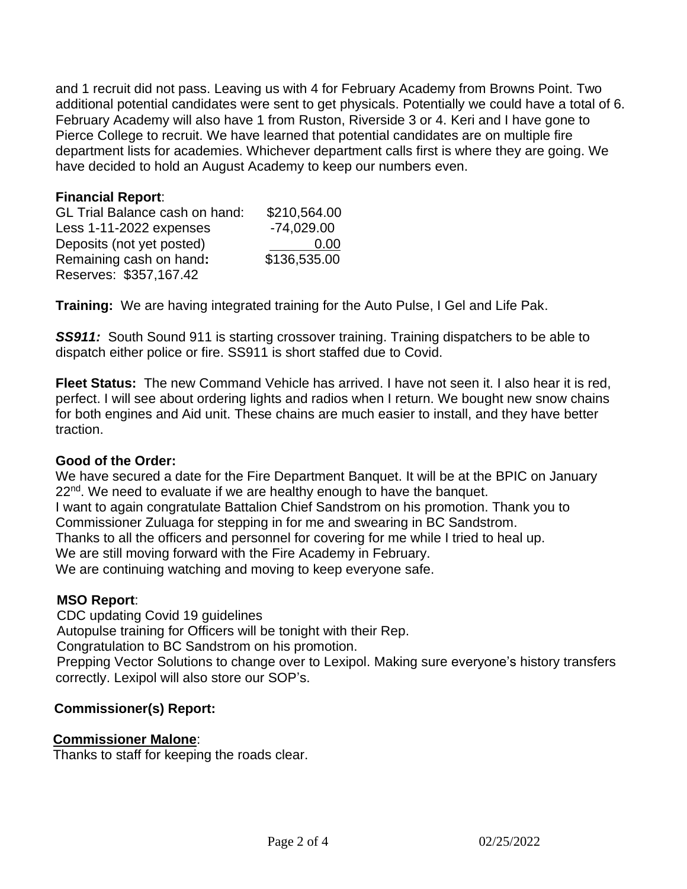and 1 recruit did not pass. Leaving us with 4 for February Academy from Browns Point. Two additional potential candidates were sent to get physicals. Potentially we could have a total of 6. February Academy will also have 1 from Ruston, Riverside 3 or 4. Keri and I have gone to Pierce College to recruit. We have learned that potential candidates are on multiple fire department lists for academies. Whichever department calls first is where they are going. We have decided to hold an August Academy to keep our numbers even.

**Financial Report**:

| | |
|---|---|
| GL Trial Balance cash on hand: | $210,564.00 |
| Less 1-11-2022 expenses | -74,029.00 |
| Deposits (not yet posted) | 0.00 |
| Remaining cash on hand**:** | $136,535.00 |

Reserves: $357,167.42

**Training:** We are having integrated training for the Auto Pulse, I Gel and Life Pak.

***SS911:*** South Sound 911 is starting crossover training. Training dispatchers to be able to dispatch either police or fire. SS911 is short staffed due to Covid.

**Fleet Status:** The new Command Vehicle has arrived. I have not seen it. I also hear it is red, perfect. I will see about ordering lights and radios when I return. We bought new snow chains for both engines and Aid unit. These chains are much easier to install, and they have better traction.

**Good of the Order:**

We have secured a date for the Fire Department Banquet. It will be at the BPIC on January 22nd. We need to evaluate if we are healthy enough to have the banquet.
I want to again congratulate Battalion Chief Sandstrom on his promotion. Thank you to Commissioner Zuluaga for stepping in for me and swearing in BC Sandstrom.
Thanks to all the officers and personnel for covering for me while I tried to heal up.
We are still moving forward with the Fire Academy in February.
We are continuing watching and moving to keep everyone safe.

**MSO Report**:

CDC updating Covid 19 guidelines
Autopulse training for Officers will be tonight with their Rep.
Congratulation to BC Sandstrom on his promotion.
Prepping Vector Solutions to change over to Lexipol. Making sure everyone's history transfers correctly. Lexipol will also store our SOP's.

**Commissioner(s) Report:**

**Commissioner Malone**:

Thanks to staff for keeping the roads clear.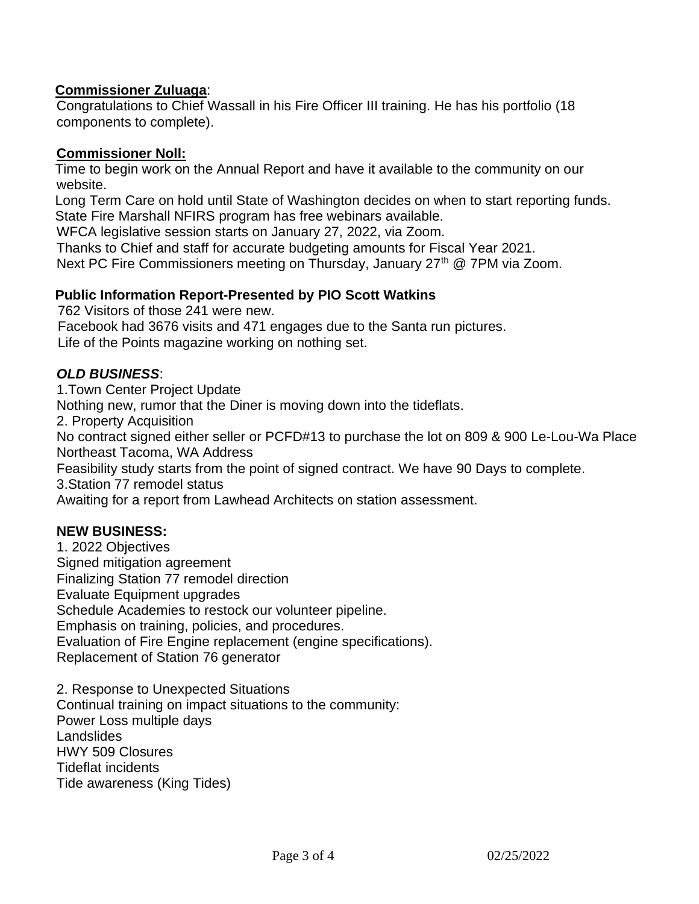**Commissioner Zuluaga**:

Congratulations to Chief Wassall in his Fire Officer III training. He has his portfolio (18 components to complete).

**Commissioner Noll:**

Time to begin work on the Annual Report and have it available to the community on our website.

Long Term Care on hold until State of Washington decides on when to start reporting funds.

State Fire Marshall NFIRS program has free webinars available.

WFCA legislative session starts on January 27, 2022, via Zoom.

Thanks to Chief and staff for accurate budgeting amounts for Fiscal Year 2021.

Next PC Fire Commissioners meeting on Thursday, January 27th @ 7PM via Zoom.

**Public Information Report-Presented by PIO Scott Watkins**

762 Visitors of those 241 were new.

Facebook had 3676 visits and 471 engages due to the Santa run pictures.

Life of the Points magazine working on nothing set.

***OLD BUSINESS***:

1.Town Center Project Update

Nothing new, rumor that the Diner is moving down into the tideflats.

2. Property Acquisition

No contract signed either seller or PCFD#13 to purchase the lot on 809 & 900 Le-Lou-Wa Place Northeast Tacoma, WA Address

Feasibility study starts from the point of signed contract. We have 90 Days to complete.

3.Station 77 remodel status

Awaiting for a report from Lawhead Architects on station assessment.

**NEW BUSINESS:**

1. 2022 Objectives

Signed mitigation agreement

Finalizing Station 77 remodel direction

Evaluate Equipment upgrades

Schedule Academies to restock our volunteer pipeline.

Emphasis on training, policies, and procedures.

Evaluation of Fire Engine replacement (engine specifications).

Replacement of Station 76 generator

2. Response to Unexpected Situations

Continual training on impact situations to the community:

Power Loss multiple days

Landslides

HWY 509 Closures

Tideflat incidents

Tide awareness (King Tides)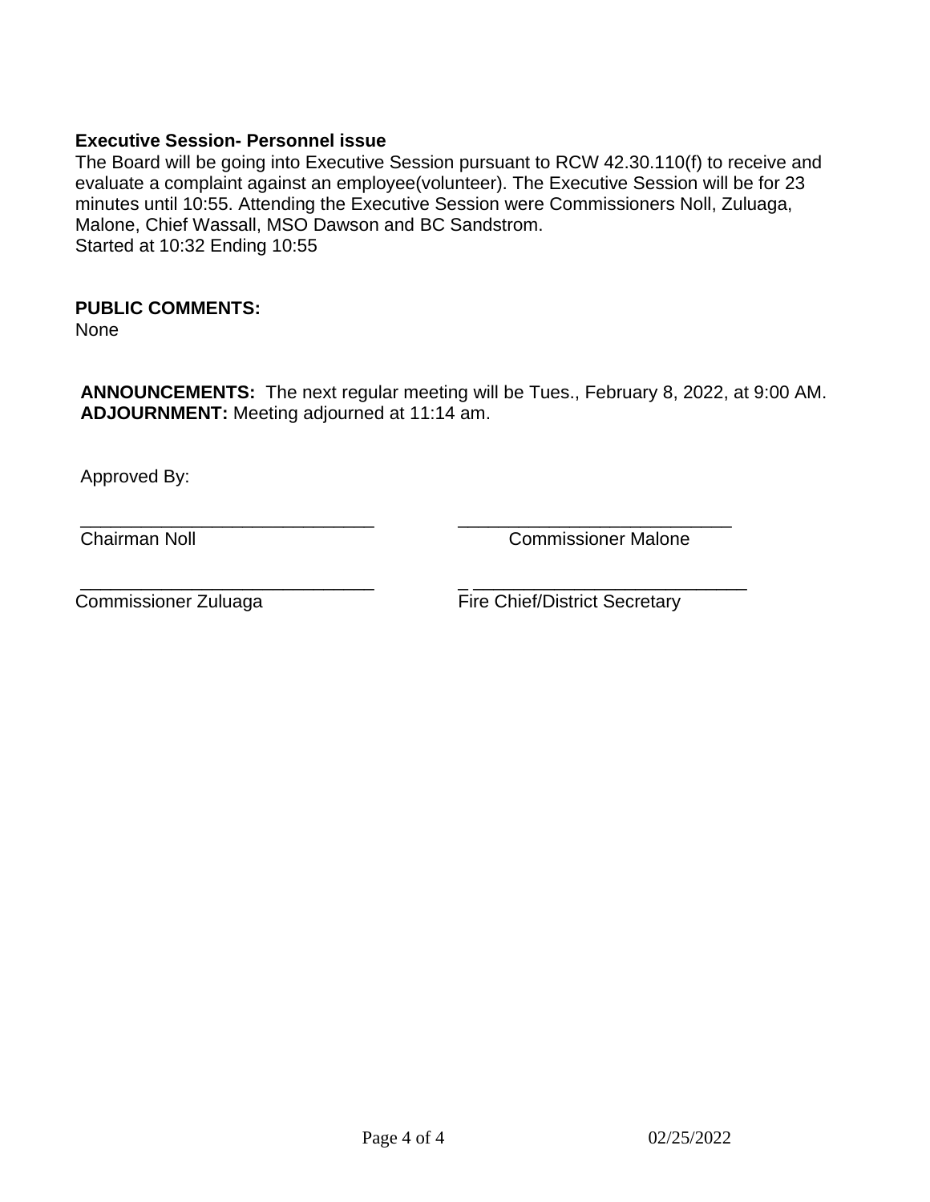**Executive Session- Personnel issue**

The Board will be going into Executive Session pursuant to RCW 42.30.110(f) to receive and evaluate a complaint against an employee(volunteer). The Executive Session will be for 23 minutes until 10:55. Attending the Executive Session were Commissioners Noll, Zuluaga, Malone, Chief Wassall, MSO Dawson and BC Sandstrom.
Started at 10:32 Ending 10:55

**PUBLIC COMMENTS:**
None

**ANNOUNCEMENTS:** The next regular meeting will be Tues., February 8, 2022, at 9:00 AM.
**ADJOURNMENT:** Meeting adjourned at 11:14 am.

Approved By:

| | |
|---|---|
| ______________________________ | ____________________________ |
| Chairman Noll | Commissioner Malone |
| ______________________________ | _ ____________________________ |
| Commissioner Zuluaga | Fire Chief/District Secretary |

02/25/2022